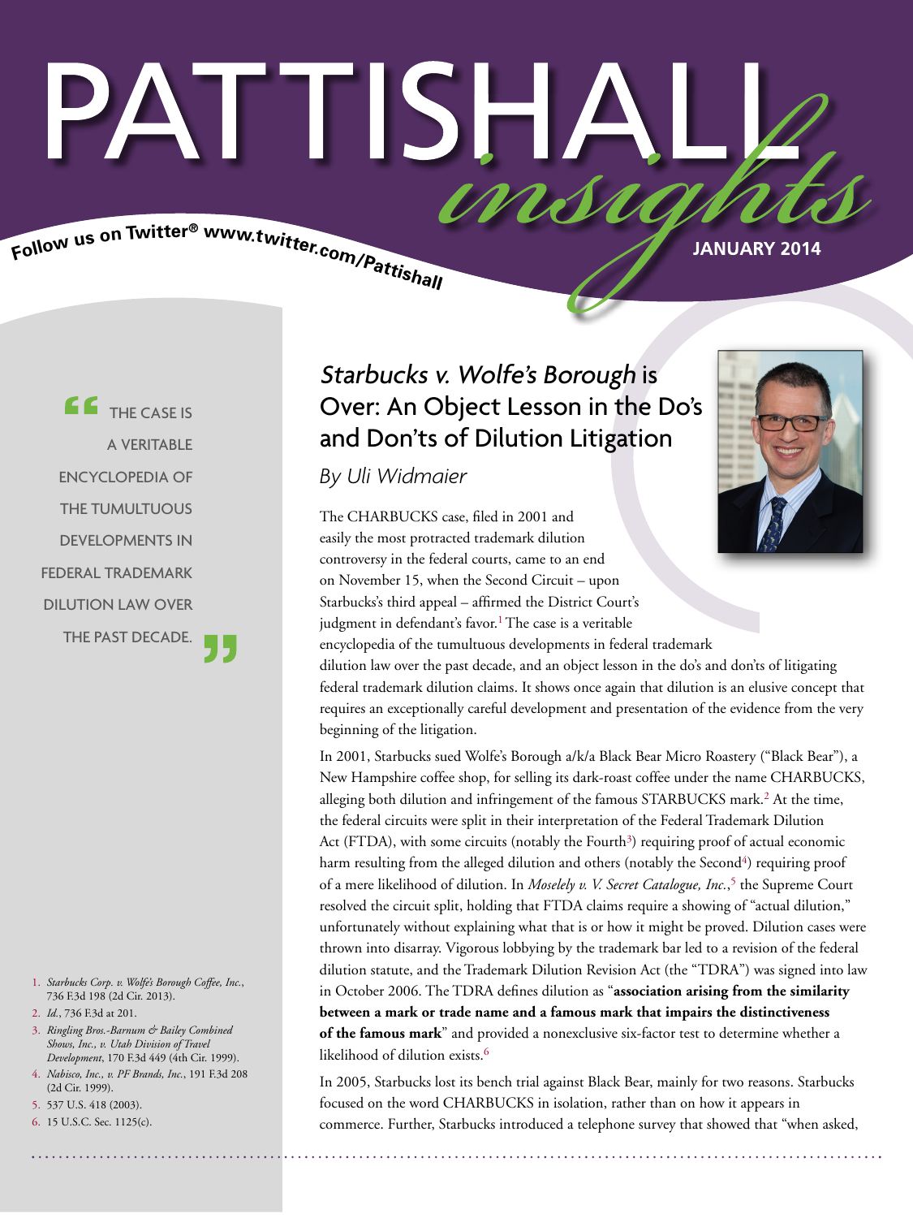# PATTISHALL *insights*

Follow us on Twitter® www.twitter.com/Pattishall

JANUARY 2014

> "THE CASE IS A VERITABLE ENCYCLOPEDIA OF THE TUMULTUOUS DEVELOPMENTS IN FEDERAL TRADEMARK DILUTION LAW OVER THE PAST DECADE."

## *Starbucks v. Wolfe's Borough* is Over: An Object Lesson in the Do's and Don'ts of Dilution Litigation

*By Uli Widmaier*

The CHARBUCKS case, filed in 2001 and easily the most protracted trademark dilution controversy in the federal courts, came to an end on November 15, when the Second Circuit – upon Starbucks's third appeal – affirmed the District Court's judgment in defendant's favor.[1] The case is a veritable encyclopedia of the tumultuous developments in federal trademark dilution law over the past decade, and an object lesson in the do's and don'ts of litigating federal trademark dilution claims. It shows once again that dilution is an elusive concept that requires an exceptionally careful development and presentation of the evidence from the very beginning of the litigation.

In 2001, Starbucks sued Wolfe's Borough a/k/a Black Bear Micro Roastery ("Black Bear"), a New Hampshire coffee shop, for selling its dark-roast coffee under the name CHARBUCKS, alleging both dilution and infringement of the famous STARBUCKS mark.[2] At the time, the federal circuits were split in their interpretation of the Federal Trademark Dilution Act (FTDA), with some circuits (notably the Fourth[3]) requiring proof of actual economic harm resulting from the alleged dilution and others (notably the Second[4]) requiring proof of a mere likelihood of dilution. In *Moselely v. V. Secret Catalogue, Inc.*,[5] the Supreme Court resolved the circuit split, holding that FTDA claims require a showing of "actual dilution," unfortunately without explaining what that is or how it might be proved. Dilution cases were thrown into disarray. Vigorous lobbying by the trademark bar led to a revision of the federal dilution statute, and the Trademark Dilution Revision Act (the "TDRA") was signed into law in October 2006. The TDRA defines dilution as "**association arising from the similarity between a mark or trade name and a famous mark that impairs the distinctiveness of the famous mark**" and provided a nonexclusive six-factor test to determine whether a likelihood of dilution exists.[6]

In 2005, Starbucks lost its bench trial against Black Bear, mainly for two reasons. Starbucks focused on the word CHARBUCKS in isolation, rather than on how it appears in commerce. Further, Starbucks introduced a telephone survey that showed that "when asked,

1. *Starbucks Corp. v. Wolfe's Borough Coffee, Inc.*, 736 F.3d 198 (2d Cir. 2013).
2. *Id.*, 736 F.3d at 201.
3. *Ringling Bros.-Barnum & Bailey Combined Shows, Inc., v. Utah Division of Travel Development*, 170 F.3d 449 (4th Cir. 1999).
4. *Nabisco, Inc., v. PF Brands, Inc.*, 191 F.3d 208 (2d Cir. 1999).
5. 537 U.S. 418 (2003).
6. 15 U.S.C. Sec. 1125(c).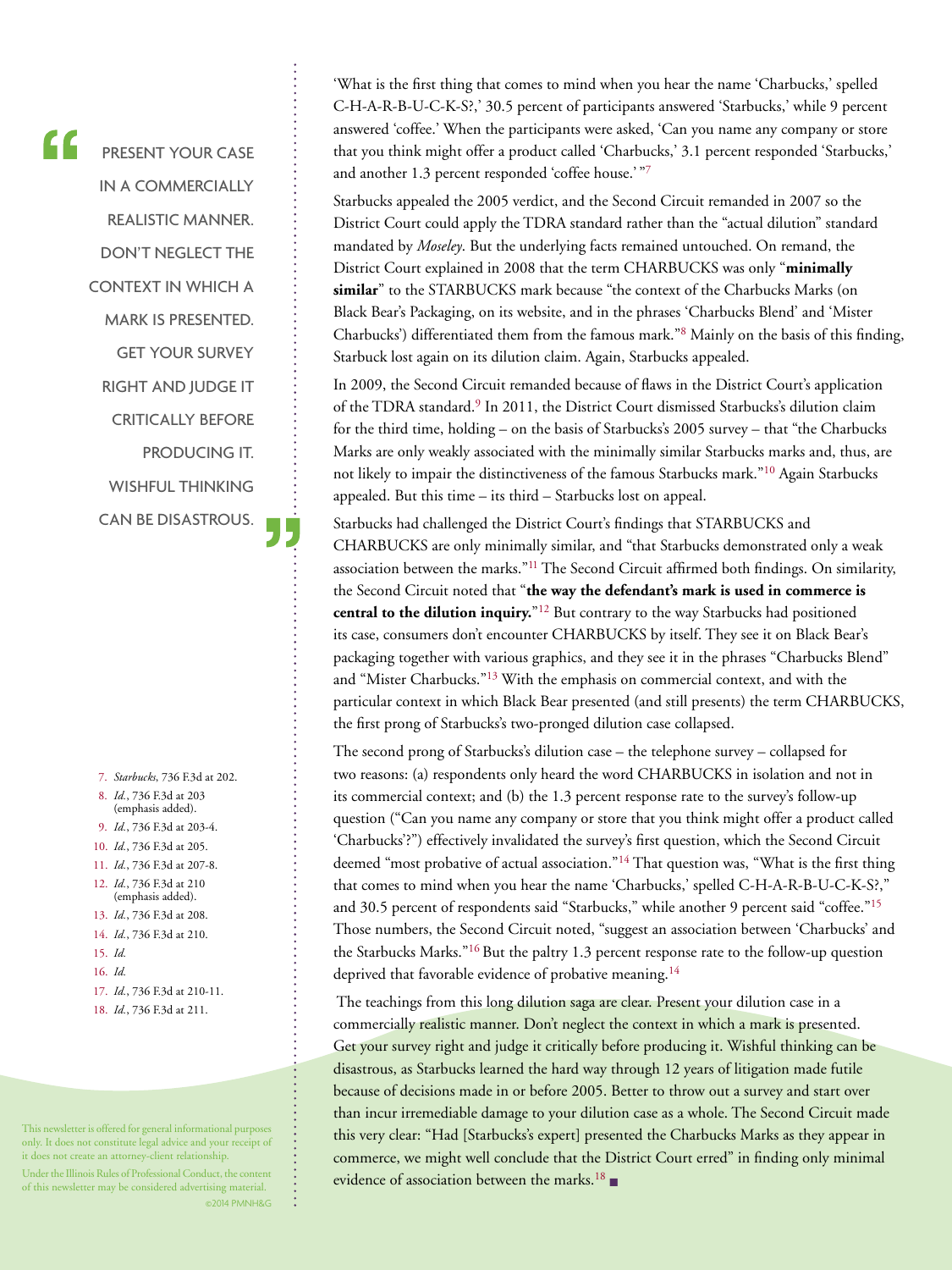> PRESENT YOUR CASE IN A COMMERCIALLY REALISTIC MANNER. DON'T NEGLECT THE CONTEXT IN WHICH A MARK IS PRESENTED. GET YOUR SURVEY RIGHT AND JUDGE IT CRITICALLY BEFORE PRODUCING IT. WISHFUL THINKING CAN BE DISASTROUS.

'What is the first thing that comes to mind when you hear the name 'Charbucks,' spelled C-H-A-R-B-U-C-K-S?,' 30.5 percent of participants answered 'Starbucks,' while 9 percent answered 'coffee.' When the participants were asked, 'Can you name any company or store that you think might offer a product called 'Charbucks,' 3.1 percent responded 'Starbucks,' and another 1.3 percent responded 'coffee house.' "[7]

Starbucks appealed the 2005 verdict, and the Second Circuit remanded in 2007 so the District Court could apply the TDRA standard rather than the "actual dilution" standard mandated by *Moseley*. But the underlying facts remained untouched. On remand, the District Court explained in 2008 that the term CHARBUCKS was only "**minimally similar**" to the STARBUCKS mark because "the context of the Charbucks Marks (on Black Bear's Packaging, on its website, and in the phrases 'Charbucks Blend' and 'Mister Charbucks') differentiated them from the famous mark."[8] Mainly on the basis of this finding, Starbuck lost again on its dilution claim. Again, Starbucks appealed.

In 2009, the Second Circuit remanded because of flaws in the District Court's application of the TDRA standard.[9] In 2011, the District Court dismissed Starbucks's dilution claim for the third time, holding – on the basis of Starbucks's 2005 survey – that "the Charbucks Marks are only weakly associated with the minimally similar Starbucks marks and, thus, are not likely to impair the distinctiveness of the famous Starbucks mark."[10] Again Starbucks appealed. But this time – its third – Starbucks lost on appeal.

Starbucks had challenged the District Court's findings that STARBUCKS and CHARBUCKS are only minimally similar, and "that Starbucks demonstrated only a weak association between the marks."[11] The Second Circuit affirmed both findings. On similarity, the Second Circuit noted that "**the way the defendant's mark is used in commerce is central to the dilution inquiry.**"[12] But contrary to the way Starbucks had positioned its case, consumers don't encounter CHARBUCKS by itself. They see it on Black Bear's packaging together with various graphics, and they see it in the phrases "Charbucks Blend" and "Mister Charbucks."[13] With the emphasis on commercial context, and with the particular context in which Black Bear presented (and still presents) the term CHARBUCKS, the first prong of Starbucks's two-pronged dilution case collapsed.

The second prong of Starbucks's dilution case – the telephone survey – collapsed for two reasons: (a) respondents only heard the word CHARBUCKS in isolation and not in its commercial context; and (b) the 1.3 percent response rate to the survey's follow-up question ("Can you name any company or store that you think might offer a product called 'Charbucks'?") effectively invalidated the survey's first question, which the Second Circuit deemed "most probative of actual association."[14] That question was, "What is the first thing that comes to mind when you hear the name 'Charbucks,' spelled C-H-A-R-B-U-C-K-S?," and 30.5 percent of respondents said "Starbucks," while another 9 percent said "coffee."[15] Those numbers, the Second Circuit noted, "suggest an association between 'Charbucks' and the Starbucks Marks."[16] But the paltry 1.3 percent response rate to the follow-up question deprived that favorable evidence of probative meaning.[14]

The teachings from this long dilution saga are clear. Present your dilution case in a commercially realistic manner. Don't neglect the context in which a mark is presented. Get your survey right and judge it critically before producing it. Wishful thinking can be disastrous, as Starbucks learned the hard way through 12 years of litigation made futile because of decisions made in or before 2005. Better to throw out a survey and start over than incur irremediable damage to your dilution case as a whole. The Second Circuit made this very clear: "Had [Starbucks's expert] presented the Charbucks Marks as they appear in commerce, we might well conclude that the District Court erred" in finding only minimal evidence of association between the marks.[18] ■

---

7. *Starbucks*, 736 F.3d at 202.
8. *Id.*, 736 F.3d at 203 (emphasis added).
9. *Id.*, 736 F.3d at 203-4.
10. *Id.*, 736 F.3d at 205.
11. *Id.*, 736 F.3d at 207-8.
12. *Id.*, 736 F.3d at 210 (emphasis added).
13. *Id.*, 736 F.3d at 208.
14. *Id.*, 736 F.3d at 210.
15. *Id.*
16. *Id.*
17. *Id.*, 736 F.3d at 210-11.
18. *Id.*, 736 F.3d at 211.

This newsletter is offered for general informational purposes only. It does not constitute legal advice and your receipt of it does not create an attorney-client relationship.

Under the Illinois Rules of Professional Conduct, the content of this newsletter may be considered advertising material.

©2014 PMNH&G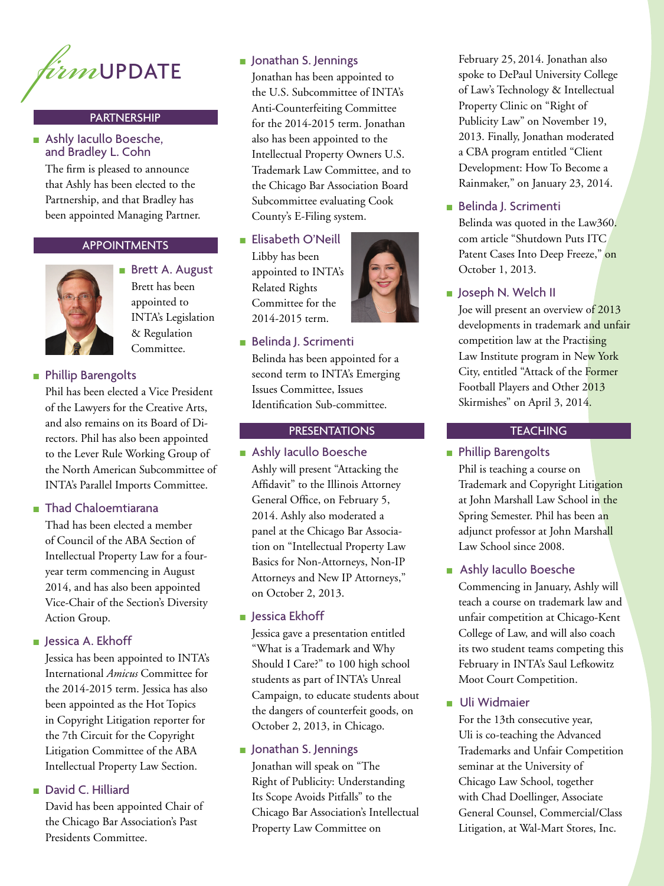# firmUPDATE

## PARTNERSHIP

### Ashly Iacullo Boesche, and Bradley L. Cohn

The firm is pleased to announce that Ashly has been elected to the Partnership, and that Bradley has been appointed Managing Partner.

## APPOINTMENTS

### Brett A. August

Brett has been appointed to INTA's Legislation & Regulation Committee.

### Phillip Barengolts

Phil has been elected a Vice President of the Lawyers for the Creative Arts, and also remains on its Board of Directors. Phil has also been appointed to the Lever Rule Working Group of the North American Subcommittee of INTA's Parallel Imports Committee.

### Thad Chaloemtiarana

Thad has been elected a member of Council of the ABA Section of Intellectual Property Law for a four-year term commencing in August 2014, and has also been appointed Vice-Chair of the Section's Diversity Action Group.

### Jessica A. Ekhoff

Jessica has been appointed to INTA's International *Amicus* Committee for the 2014-2015 term. Jessica has also been appointed as the Hot Topics in Copyright Litigation reporter for the 7th Circuit for the Copyright Litigation Committee of the ABA Intellectual Property Law Section.

### David C. Hilliard

David has been appointed Chair of the Chicago Bar Association's Past Presidents Committee.

### Jonathan S. Jennings

Jonathan has been appointed to the U.S. Subcommittee of INTA's Anti-Counterfeiting Committee for the 2014-2015 term. Jonathan also has been appointed to the Intellectual Property Owners U.S. Trademark Law Committee, and to the Chicago Bar Association Board Subcommittee evaluating Cook County's E-Filing system.

### Elisabeth O'Neill

Libby has been appointed to INTA's Related Rights Committee for the 2014-2015 term.

### Belinda J. Scrimenti

Belinda has been appointed for a second term to INTA's Emerging Issues Committee, Issues Identification Sub-committee.

## PRESENTATIONS

### Ashly Iacullo Boesche

Ashly will present "Attacking the Affidavit" to the Illinois Attorney General Office, on February 5, 2014. Ashly also moderated a panel at the Chicago Bar Association on "Intellectual Property Law Basics for Non-Attorneys, Non-IP Attorneys and New IP Attorneys," on October 2, 2013.

### Jessica Ekhoff

Jessica gave a presentation entitled "What is a Trademark and Why Should I Care?" to 100 high school students as part of INTA's Unreal Campaign, to educate students about the dangers of counterfeit goods, on October 2, 2013, in Chicago.

### Jonathan S. Jennings

Jonathan will speak on "The Right of Publicity: Understanding Its Scope Avoids Pitfalls" to the Chicago Bar Association's Intellectual Property Law Committee on February 25, 2014. Jonathan also spoke to DePaul University College of Law's Technology & Intellectual Property Clinic on "Right of Publicity Law" on November 19, 2013. Finally, Jonathan moderated a CBA program entitled "Client Development: How To Become a Rainmaker," on January 23, 2014.

### Belinda J. Scrimenti

Belinda was quoted in the Law360.com article "Shutdown Puts ITC Patent Cases Into Deep Freeze," on October 1, 2013.

### Joseph N. Welch II

Joe will present an overview of 2013 developments in trademark and unfair competition law at the Practising Law Institute program in New York City, entitled "Attack of the Former Football Players and Other 2013 Skirmishes" on April 3, 2014.

## TEACHING

### Phillip Barengolts

Phil is teaching a course on Trademark and Copyright Litigation at John Marshall Law School in the Spring Semester. Phil has been an adjunct professor at John Marshall Law School since 2008.

### Ashly Iacullo Boesche

Commencing in January, Ashly will teach a course on trademark law and unfair competition at Chicago-Kent College of Law, and will also coach its two student teams competing this February in INTA's Saul Lefkowitz Moot Court Competition.

### Uli Widmaier

For the 13th consecutive year, Uli is co-teaching the Advanced Trademarks and Unfair Competition seminar at the University of Chicago Law School, together with Chad Doellinger, Associate General Counsel, Commercial/Class Litigation, at Wal-Mart Stores, Inc.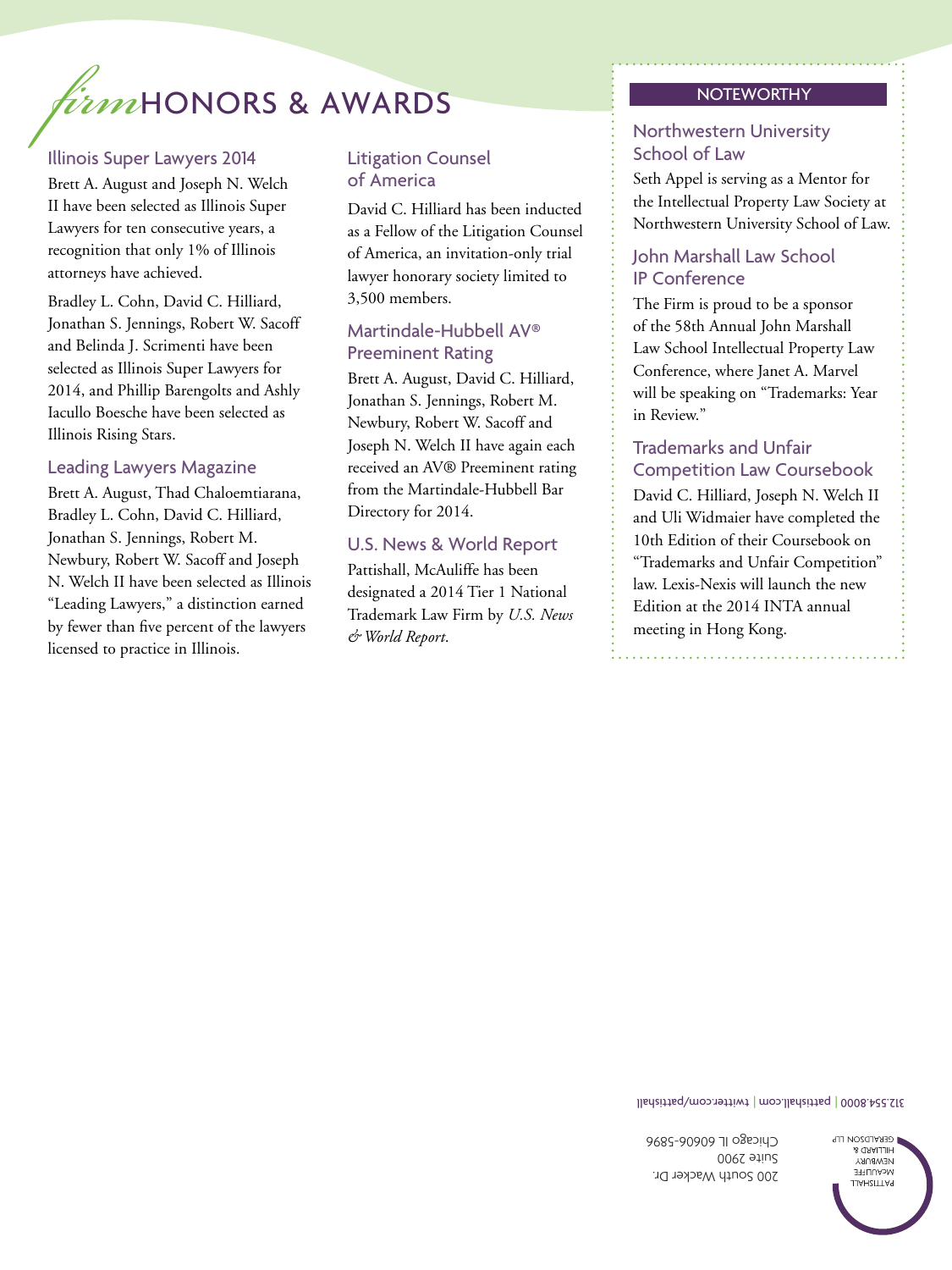# *firm* HONORS & AWARDS

## Illinois Super Lawyers 2014

Brett A. August and Joseph N. Welch II have been selected as Illinois Super Lawyers for ten consecutive years, a recognition that only 1% of Illinois attorneys have achieved.

Bradley L. Cohn, David C. Hilliard, Jonathan S. Jennings, Robert W. Sacoff and Belinda J. Scrimenti have been selected as Illinois Super Lawyers for 2014, and Phillip Barengolts and Ashly Iacullo Boesche have been selected as Illinois Rising Stars.

## Leading Lawyers Magazine

Brett A. August, Thad Chaloemtiarana, Bradley L. Cohn, David C. Hilliard, Jonathan S. Jennings, Robert M. Newbury, Robert W. Sacoff and Joseph N. Welch II have been selected as Illinois "Leading Lawyers," a distinction earned by fewer than five percent of the lawyers licensed to practice in Illinois.

## Litigation Counsel of America

David C. Hilliard has been inducted as a Fellow of the Litigation Counsel of America, an invitation-only trial lawyer honorary society limited to 3,500 members.

## Martindale-Hubbell AV® Preeminent Rating

Brett A. August, David C. Hilliard, Jonathan S. Jennings, Robert M. Newbury, Robert W. Sacoff and Joseph N. Welch II have again each received an AV® Preeminent rating from the Martindale-Hubbell Bar Directory for 2014.

## U.S. News & World Report

Pattishall, McAuliffe has been designated a 2014 Tier 1 National Trademark Law Firm by *U.S. News & World Report*.

## NOTEWORTHY

### Northwestern University School of Law

Seth Appel is serving as a Mentor for the Intellectual Property Law Society at Northwestern University School of Law.

### John Marshall Law School IP Conference

The Firm is proud to be a sponsor of the 58th Annual John Marshall Law School Intellectual Property Law Conference, where Janet A. Marvel will be speaking on "Trademarks: Year in Review."

### Trademarks and Unfair Competition Law Coursebook

David C. Hilliard, Joseph N. Welch II and Uli Widmaier have completed the 10th Edition of their Coursebook on "Trademarks and Unfair Competition" law. Lexis-Nexis will launch the new Edition at the 2014 INTA annual meeting in Hong Kong.

312.554.8000 | pattishall.com | twitter.com/pattishall

PATTISHALL
McAULIFFE
NEWBURY
HILLIARD &
GERALDSON LLP

200 South Wacker Dr.
Suite 2900
Chicago IL 60606-5896